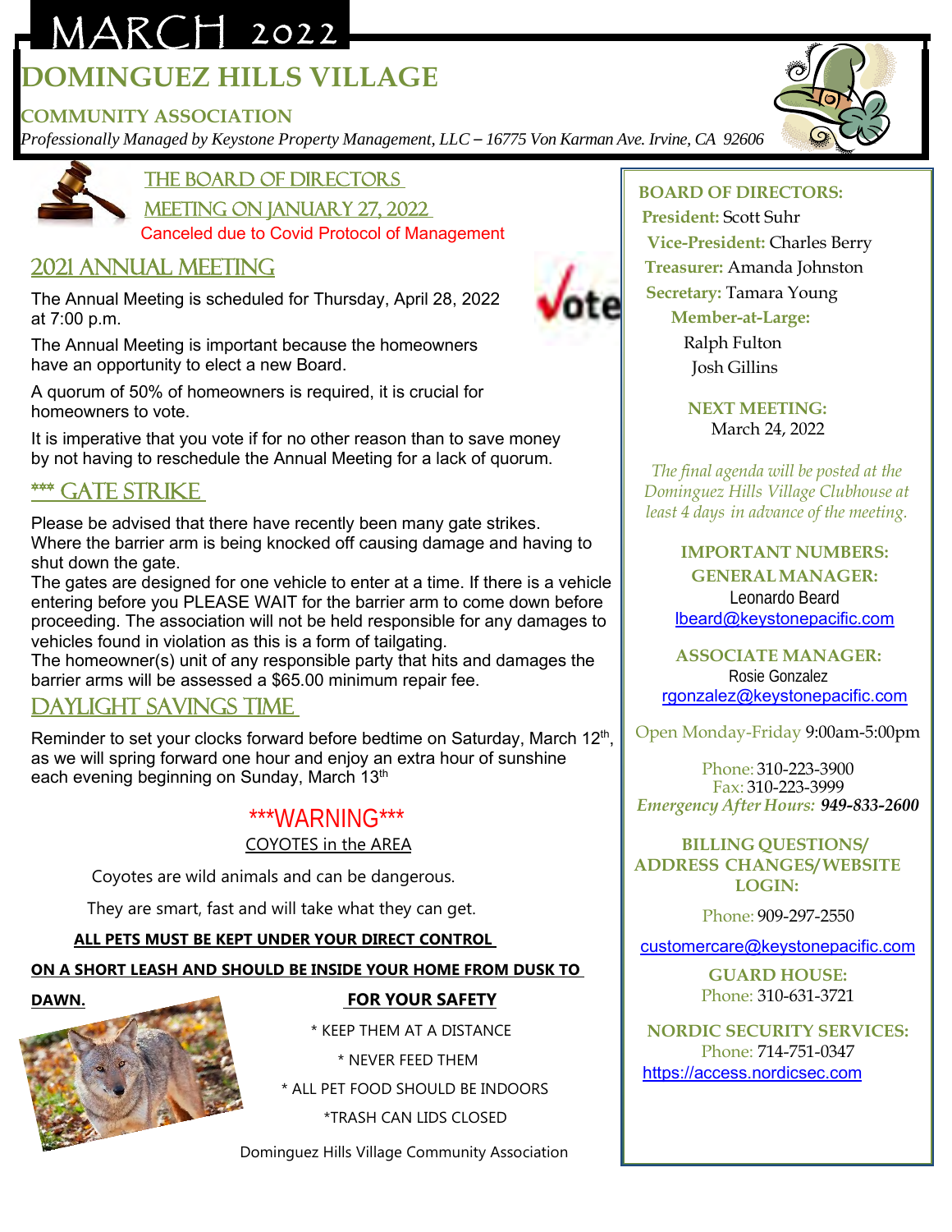# MARCH 2022

# DOMINGUEZ HILLS VILLAGE

## COMMUNITY ASSOCIATION

*Professionally Managed by Keystone Property Management, LLC – 16775 Von Karman Ave. Irvine, CA 92606*

## THE BOARD OF DIRECTORS MEETING ON JANUARY 27, 2022

Canceled due to Covid Protocol of Management

## 2021 ANNUAL MEETING

The Annual Meeting is scheduled for Thursday, April 28, 2022 at 7:00 p.m.

The Annual Meeting is important because the homeowners have an opportunity to elect a new Board.

A quorum of 50% of homeowners is required, it is crucial for homeowners to vote.

It is imperative that you vote if for no other reason than to save money by not having to reschedule the Annual Meeting for a lack of quorum.

## *** GATE STRIKE

Please be advised that there have recently been many gate strikes. Where the barrier arm is being knocked off causing damage and having to shut down the gate.

The gates are designed for one vehicle to enter at a time. If there is a vehicle entering before you PLEASE WAIT for the barrier arm to come down before proceeding. The association will not be held responsible for any damages to vehicles found in violation as this is a form of tailgating.

The homeowner(s) unit of any responsible party that hits and damages the barrier arms will be assessed a $65.00 minimum repair fee.

## DAYLIGHT SAVINGS TIME

Reminder to set your clocks forward before bedtime on Saturday, March 12th, as we will spring forward one hour and enjoy an extra hour of sunshine each evening beginning on Sunday, March 13th

## ***WARNING***

COYOTES in the AREA

Coyotes are wild animals and can be dangerous.

They are smart, fast and will take what they can get.

**ALL PETS MUST BE KEPT UNDER YOUR DIRECT CONTROL ON A SHORT LEASH AND SHOULD BE INSIDE YOUR HOME FROM DUSK TO DAWN.**

**FOR YOUR SAFETY**

* KEEP THEM AT A DISTANCE
* NEVER FEED THEM
* ALL PET FOOD SHOULD BE INDOORS
* TRASH CAN LIDS CLOSED

Dominguez Hills Village Community Association

---

**BOARD OF DIRECTORS:**

**President:** Scott Suhr
**Vice-President:** Charles Berry
**Treasurer:** Amanda Johnston
**Secretary:** Tamara Young
**Member-at-Large:**
Ralph Fulton
Josh Gillins

**NEXT MEETING:**
March 24, 2022

*The final agenda will be posted at the Dominguez Hills Village Clubhouse at least 4 days in advance of the meeting.*

**IMPORTANT NUMBERS:**

**GENERAL MANAGER:**
Leonardo Beard
lbeard@keystonepacific.com

**ASSOCIATE MANAGER:**
Rosie Gonzalez
rgonzalez@keystonepacific.com

Open Monday-Friday 9:00am-5:00pm

Phone: 310-223-3900
Fax: 310-223-3999
*Emergency After Hours:* ***949-833-2600***

**BILLING QUESTIONS/ ADDRESS CHANGES/ WEBSITE LOGIN:**

Phone: 909-297-2550

customercare@keystonepacific.com

**GUARD HOUSE:**
Phone: 310-631-3721

**NORDIC SECURITY SERVICES:**
Phone: 714-751-0347
https://access.nordicsec.com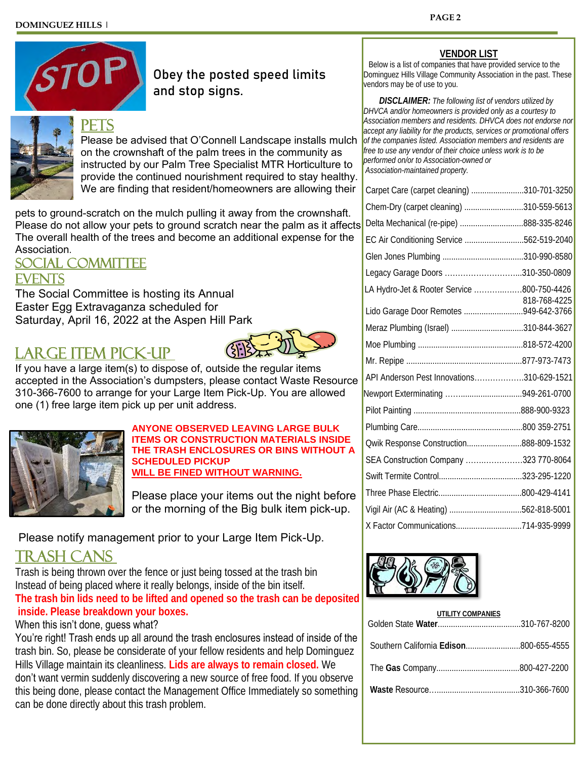Obey the posted speed limits and stop signs.

## PETS

Please be advised that O'Connell Landscape installs mulch on the crownshaft of the palm trees in the community as instructed by our Palm Tree Specialist MTR Horticulture to provide the continued nourishment required to stay healthy. We are finding that resident/homeowners are allowing their pets to ground-scratch on the mulch pulling it away from the crownshaft. Please do not allow your pets to ground scratch near the palm as it affects The overall health of the trees and become an additional expense for the Association.

## SOCIAL COMMITTEE EVENTS

The Social Committee is hosting its Annual Easter Egg Extravaganza scheduled for Saturday, April 16, 2022 at the Aspen Hill Park

## LARGE ITEM PICK-UP

If you have a large item(s) to dispose of, outside the regular items accepted in the Association's dumpsters, please contact Waste Resource 310-366-7600 to arrange for your Large Item Pick-Up. You are allowed one (1) free large item pick up per unit address.

**ANYONE OBSERVED LEAVING LARGE BULK ITEMS OR CONSTRUCTION MATERIALS INSIDE THE TRASH ENCLOSURES OR BINS WITHOUT A SCHEDULED PICKUP**
**WILL BE FINED WITHOUT WARNING.**

Please place your items out the night before or the morning of the Big bulk item pick-up.

Please notify management prior to your Large Item Pick-Up.

## TRASH CANS

Trash is being thrown over the fence or just being tossed at the trash bin Instead of being placed where it really belongs, inside of the bin itself.
**The trash bin lids need to be lifted and opened so the trash can be deposited inside. Please breakdown your boxes.**
When this isn't done, guess what?
You're right! Trash ends up all around the trash enclosures instead of inside of the trash bin. So, please be considerate of your fellow residents and help Dominguez Hills Village maintain its cleanliness. **Lids are always to remain closed.** We don't want vermin suddenly discovering a new source of free food. If you observe this being done, please contact the Management Office Immediately so something can be done directly about this trash problem.

## VENDOR LIST

Below is a list of companies that have provided service to the Dominguez Hills Village Community Association in the past. These vendors may be of use to you.

***DISCLAIMER:*** *The following list of vendors utilized by DHVCA and/or homeowners is provided only as a courtesy to Association members and residents. DHVCA does not endorse nor accept any liability for the products, services or promotional offers of the companies listed. Association members and residents are free to use any vendor of their choice unless work is to be performed on/or to Association-owned or Association-maintained property.*

| | |
|---|---|
| Carpet Care (carpet cleaning) | 310-701-3250 |
| Chem-Dry (carpet cleaning) | 310-559-5613 |
| Delta Mechanical (re-pipe) | 888-335-8246 |
| EC Air Conditioning Service | 562-519-2040 |
| Glen Jones Plumbing | 310-990-8580 |
| Legacy Garage Doors | 310-350-0809 |
| LA Hydro-Jet & Rooter Service | 800-750-4426 818-768-4225 |
| Lido Garage Door Remotes | 949-642-3766 |
| Meraz Plumbing (Israel) | 310-844-3627 |
| Moe Plumbing | 818-572-4200 |
| Mr. Repipe | 877-973-7473 |
| API Anderson Pest Innovations | 310-629-1521 |
| Newport Exterminating | 949-261-0700 |
| Pilot Painting | 888-900-9323 |
| Plumbing Care | 800 359-2751 |
| Qwik Response Construction | 888-809-1532 |
| SEA Construction Company | 323 770-8064 |
| Swift Termite Control | 323-295-1220 |
| Three Phase Electric | 800-429-4141 |
| Vigil Air (AC & Heating) | 562-818-5001 |
| X Factor Communications | 714-935-9999 |

### UTILITY COMPANIES

| | |
|---|---|
| Golden State **Water** | 310-767-8200 |
| Southern California **Edison** | 800-655-4555 |
| The **Gas** Company | 800-427-2200 |
| **Waste** Resource | 310-366-7600 |